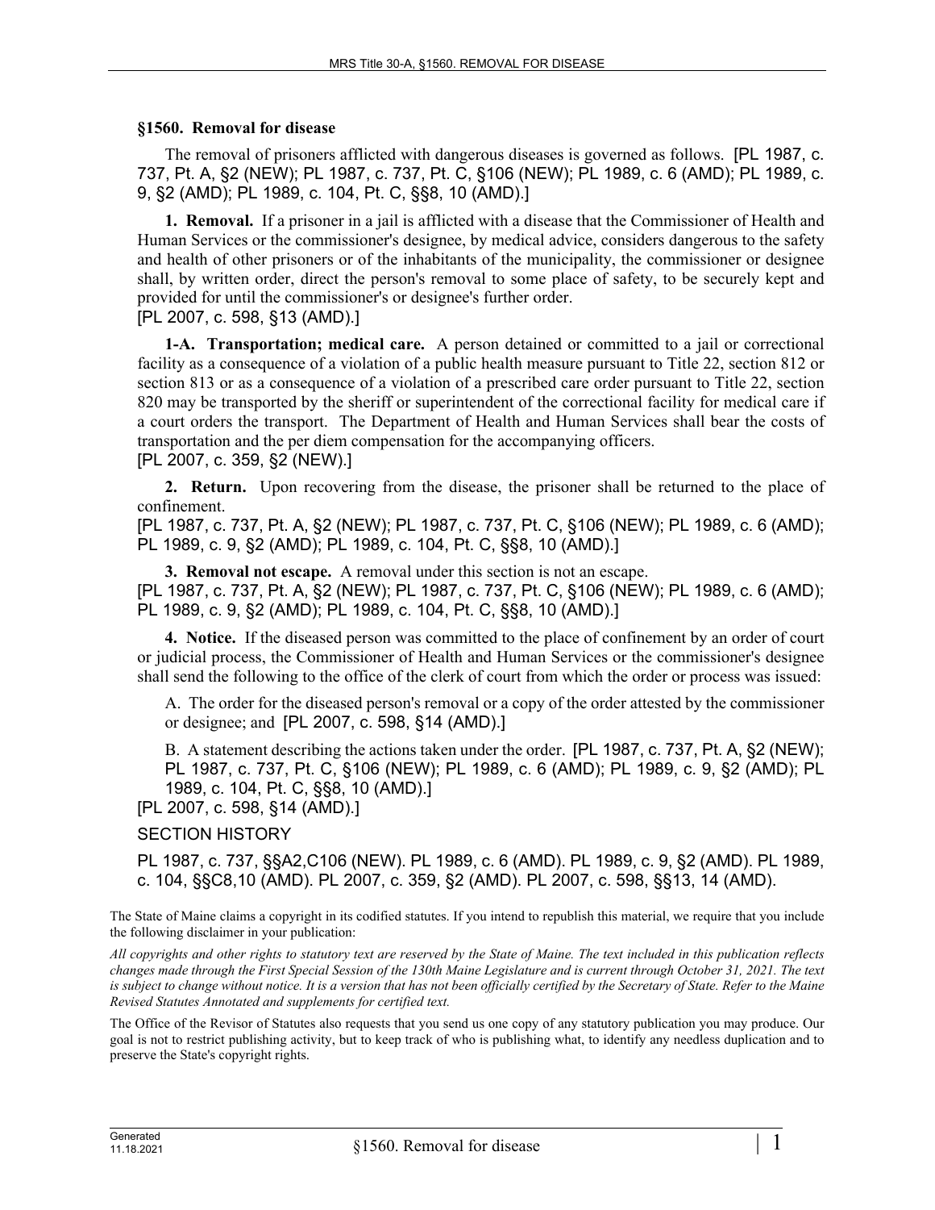## §1560. Removal for disease

The removal of prisoners afflicted with dangerous diseases is governed as follows. [PL 1987, c. 737, Pt. A, §2 (NEW); PL 1987, c. 737, Pt. C, §106 (NEW); PL 1989, c. 6 (AMD); PL 1989, c. 9, §2 (AMD); PL 1989, c. 104, Pt. C, §§8, 10 (AMD).]

**1. Removal.** If a prisoner in a jail is afflicted with a disease that the Commissioner of Health and Human Services or the commissioner's designee, by medical advice, considers dangerous to the safety and health of other prisoners or of the inhabitants of the municipality, the commissioner or designee shall, by written order, direct the person's removal to some place of safety, to be securely kept and provided for until the commissioner's or designee's further order.
[PL 2007, c. 598, §13 (AMD).]

**1-A. Transportation; medical care.** A person detained or committed to a jail or correctional facility as a consequence of a violation of a public health measure pursuant to Title 22, section 812 or section 813 or as a consequence of a violation of a prescribed care order pursuant to Title 22, section 820 may be transported by the sheriff or superintendent of the correctional facility for medical care if a court orders the transport. The Department of Health and Human Services shall bear the costs of transportation and the per diem compensation for the accompanying officers.
[PL 2007, c. 359, §2 (NEW).]

**2. Return.** Upon recovering from the disease, the prisoner shall be returned to the place of confinement.
[PL 1987, c. 737, Pt. A, §2 (NEW); PL 1987, c. 737, Pt. C, §106 (NEW); PL 1989, c. 6 (AMD); PL 1989, c. 9, §2 (AMD); PL 1989, c. 104, Pt. C, §§8, 10 (AMD).]

**3. Removal not escape.** A removal under this section is not an escape.
[PL 1987, c. 737, Pt. A, §2 (NEW); PL 1987, c. 737, Pt. C, §106 (NEW); PL 1989, c. 6 (AMD); PL 1989, c. 9, §2 (AMD); PL 1989, c. 104, Pt. C, §§8, 10 (AMD).]

**4. Notice.** If the diseased person was committed to the place of confinement by an order of court or judicial process, the Commissioner of Health and Human Services or the commissioner's designee shall send the following to the office of the clerk of court from which the order or process was issued:

A. The order for the diseased person's removal or a copy of the order attested by the commissioner or designee; and [PL 2007, c. 598, §14 (AMD).]

B. A statement describing the actions taken under the order. [PL 1987, c. 737, Pt. A, §2 (NEW); PL 1987, c. 737, Pt. C, §106 (NEW); PL 1989, c. 6 (AMD); PL 1989, c. 9, §2 (AMD); PL 1989, c. 104, Pt. C, §§8, 10 (AMD).]

[PL 2007, c. 598, §14 (AMD).]

SECTION HISTORY

PL 1987, c. 737, §§A2,C106 (NEW). PL 1989, c. 6 (AMD). PL 1989, c. 9, §2 (AMD). PL 1989, c. 104, §§C8,10 (AMD). PL 2007, c. 359, §2 (AMD). PL 2007, c. 598, §§13, 14 (AMD).

The State of Maine claims a copyright in its codified statutes. If you intend to republish this material, we require that you include the following disclaimer in your publication:

*All copyrights and other rights to statutory text are reserved by the State of Maine. The text included in this publication reflects changes made through the First Special Session of the 130th Maine Legislature and is current through October 31, 2021. The text is subject to change without notice. It is a version that has not been officially certified by the Secretary of State. Refer to the Maine Revised Statutes Annotated and supplements for certified text.*

The Office of the Revisor of Statutes also requests that you send us one copy of any statutory publication you may produce. Our goal is not to restrict publishing activity, but to keep track of who is publishing what, to identify any needless duplication and to preserve the State's copyright rights.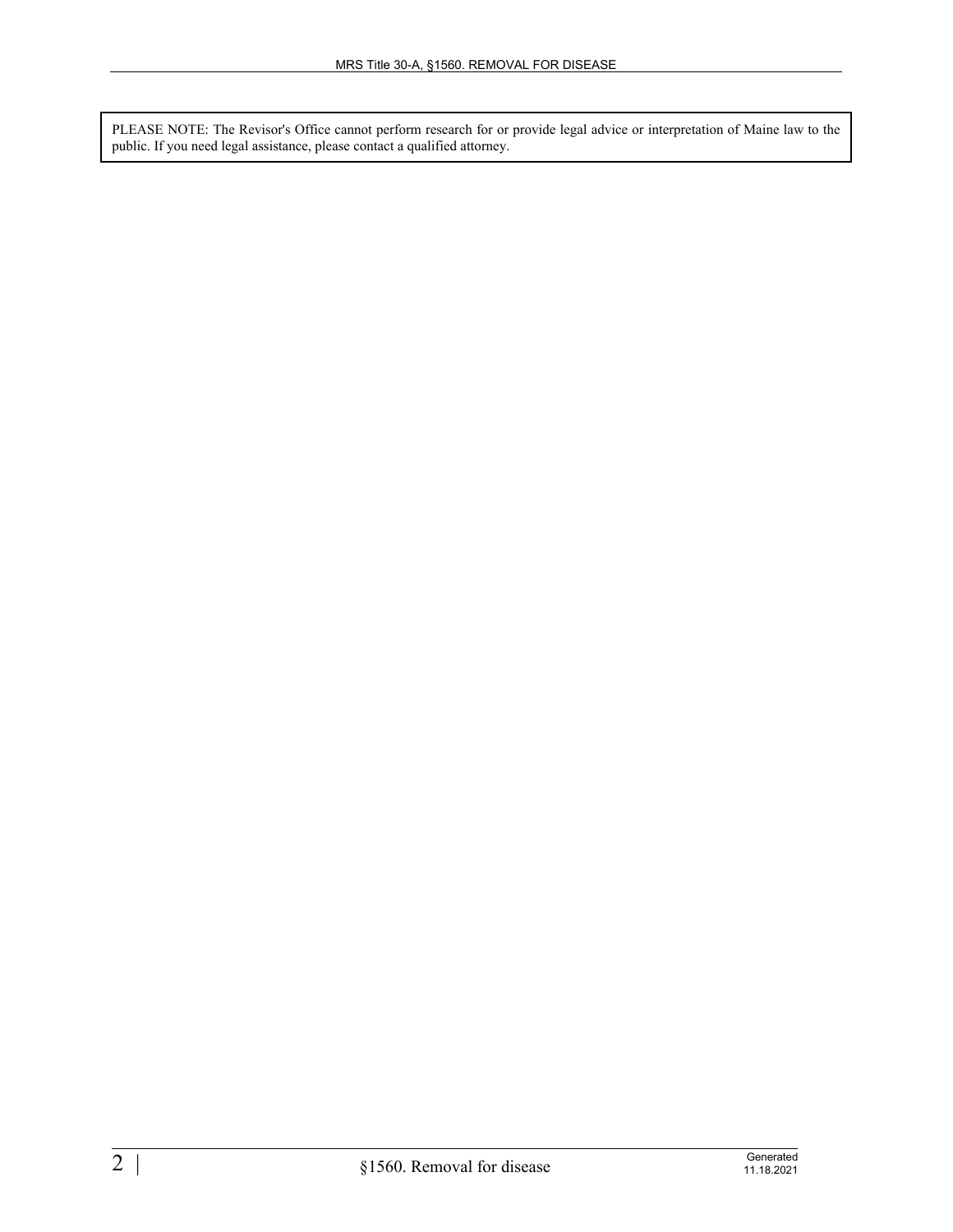PLEASE NOTE: The Revisor's Office cannot perform research for or provide legal advice or interpretation of Maine law to the public. If you need legal assistance, please contact a qualified attorney.